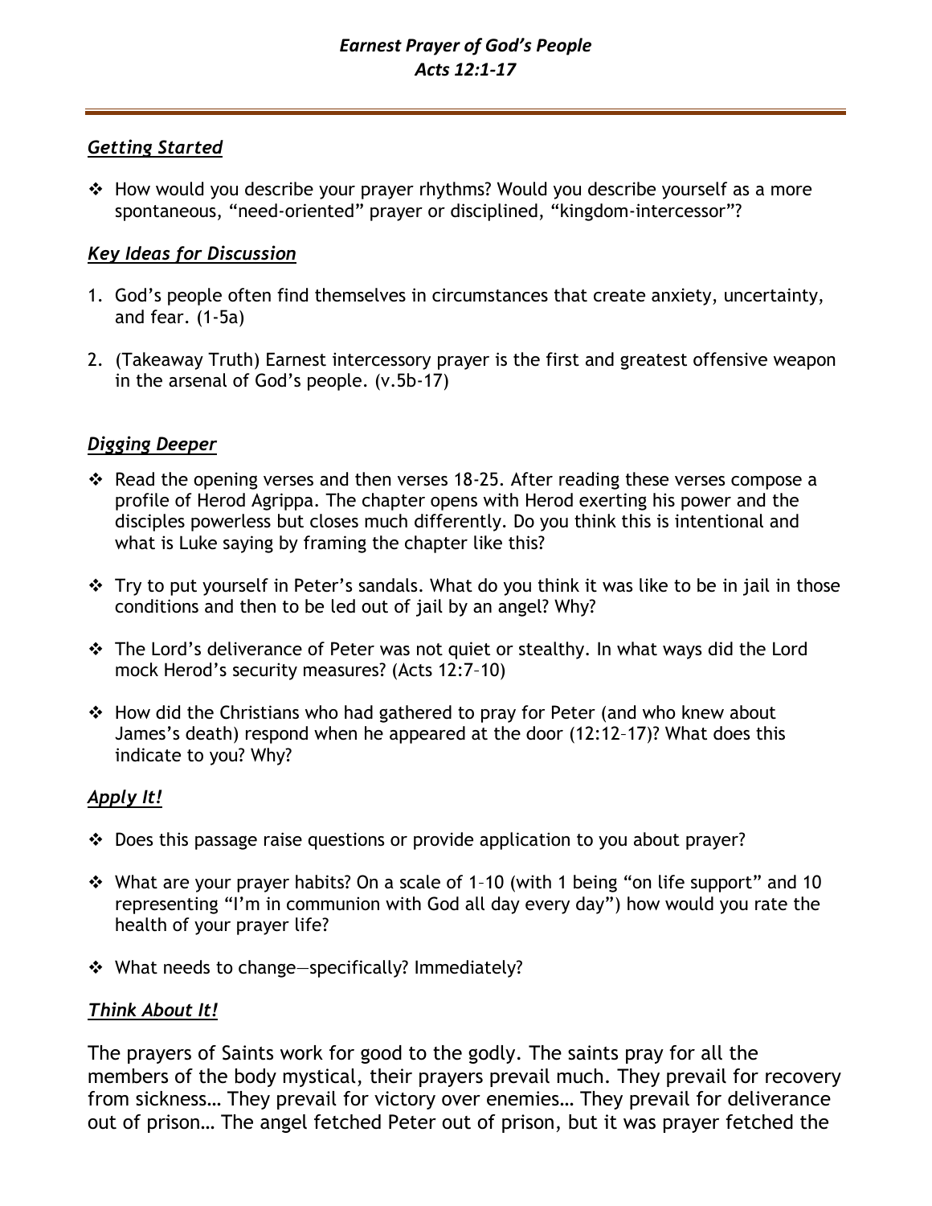*Earnest Prayer of God's People*
*Acts 12:1-17*

---

***Getting Started***

- How would you describe your prayer rhythms? Would you describe yourself as a more spontaneous, "need-oriented" prayer or disciplined, "kingdom-intercessor"?

***Key Ideas for Discussion***

1. God's people often find themselves in circumstances that create anxiety, uncertainty, and fear. (1-5a)
2. (Takeaway Truth) Earnest intercessory prayer is the first and greatest offensive weapon in the arsenal of God's people. (v.5b-17)

***Digging Deeper***

- Read the opening verses and then verses 18-25. After reading these verses compose a profile of Herod Agrippa. The chapter opens with Herod exerting his power and the disciples powerless but closes much differently. Do you think this is intentional and what is Luke saying by framing the chapter like this?
- Try to put yourself in Peter's sandals. What do you think it was like to be in jail in those conditions and then to be led out of jail by an angel? Why?
- The Lord's deliverance of Peter was not quiet or stealthy. In what ways did the Lord mock Herod's security measures? (Acts 12:7–10)
- How did the Christians who had gathered to pray for Peter (and who knew about James's death) respond when he appeared at the door (12:12–17)? What does this indicate to you? Why?

***Apply It!***

- Does this passage raise questions or provide application to you about prayer?
- What are your prayer habits? On a scale of 1–10 (with 1 being "on life support" and 10 representing "I'm in communion with God all day every day") how would you rate the health of your prayer life?
- What needs to change—specifically? Immediately?

***Think About It!***

The prayers of Saints work for good to the godly. The saints pray for all the members of the body mystical, their prayers prevail much. They prevail for recovery from sickness… They prevail for victory over enemies… They prevail for deliverance out of prison… The angel fetched Peter out of prison, but it was prayer fetched the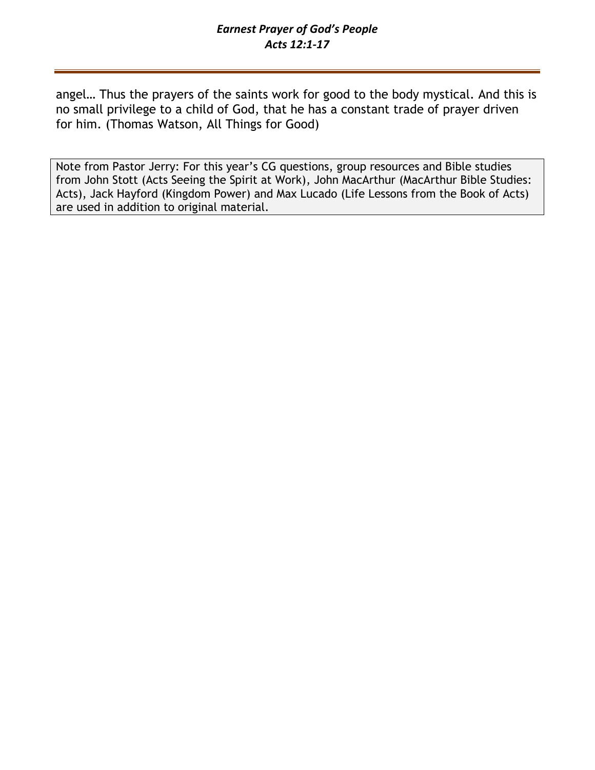angel… Thus the prayers of the saints work for good to the body mystical. And this is no small privilege to a child of God, that he has a constant trade of prayer driven for him. (Thomas Watson, All Things for Good)

> Note from Pastor Jerry: For this year's CG questions, group resources and Bible studies from John Stott (Acts Seeing the Spirit at Work), John MacArthur (MacArthur Bible Studies: Acts), Jack Hayford (Kingdom Power) and Max Lucado (Life Lessons from the Book of Acts) are used in addition to original material.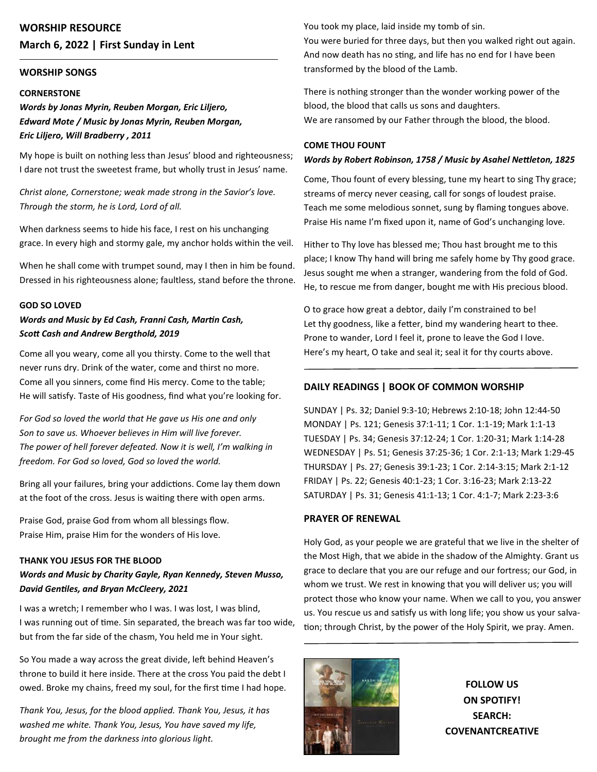**WORSHIP RESOURCE**

**March 6, 2022 | First Sunday in Lent**

## WORSHIP SONGS

### CORNERSTONE

***Words by Jonas Myrin, Reuben Morgan, Eric Liljero, Edward Mote / Music by Jonas Myrin, Reuben Morgan, Eric Liljero, Will Bradberry , 2011***

My hope is built on nothing less than Jesus' blood and righteousness; I dare not trust the sweetest frame, but wholly trust in Jesus' name.

*Christ alone, Cornerstone; weak made strong in the Savior's love. Through the storm, he is Lord, Lord of all.*

When darkness seems to hide his face, I rest on his unchanging grace. In every high and stormy gale, my anchor holds within the veil.

When he shall come with trumpet sound, may I then in him be found. Dressed in his righteousness alone; faultless, stand before the throne.

### GOD SO LOVED

***Words and Music by Ed Cash, Franni Cash, Martin Cash, Scott Cash and Andrew Bergthold, 2019***

Come all you weary, come all you thirsty. Come to the well that never runs dry. Drink of the water, come and thirst no more. Come all you sinners, come find His mercy. Come to the table; He will satisfy. Taste of His goodness, find what you're looking for.

*For God so loved the world that He gave us His one and only Son to save us. Whoever believes in Him will live forever. The power of hell forever defeated. Now it is well, I'm walking in freedom. For God so loved, God so loved the world.*

Bring all your failures, bring your addictions. Come lay them down at the foot of the cross. Jesus is waiting there with open arms.

Praise God, praise God from whom all blessings flow. Praise Him, praise Him for the wonders of His love.

### THANK YOU JESUS FOR THE BLOOD

***Words and Music by Charity Gayle, Ryan Kennedy, Steven Musso, David Gentiles, and Bryan McCleery, 2021***

I was a wretch; I remember who I was. I was lost, I was blind, I was running out of time. Sin separated, the breach was far too wide, but from the far side of the chasm, You held me in Your sight.

So You made a way across the great divide, left behind Heaven's throne to build it here inside. There at the cross You paid the debt I owed. Broke my chains, freed my soul, for the first time I had hope.

*Thank You, Jesus, for the blood applied. Thank You, Jesus, it has washed me white. Thank You, Jesus, You have saved my life, brought me from the darkness into glorious light.*

You took my place, laid inside my tomb of sin. You were buried for three days, but then you walked right out again. And now death has no sting, and life has no end for I have been transformed by the blood of the Lamb.

There is nothing stronger than the wonder working power of the blood, the blood that calls us sons and daughters. We are ransomed by our Father through the blood, the blood.

### COME THOU FOUNT

***Words by Robert Robinson, 1758 / Music by Asahel Nettleton, 1825***

Come, Thou fount of every blessing, tune my heart to sing Thy grace; streams of mercy never ceasing, call for songs of loudest praise. Teach me some melodious sonnet, sung by flaming tongues above. Praise His name I'm fixed upon it, name of God's unchanging love.

Hither to Thy love has blessed me; Thou hast brought me to this place; I know Thy hand will bring me safely home by Thy good grace. Jesus sought me when a stranger, wandering from the fold of God. He, to rescue me from danger, bought me with His precious blood.

O to grace how great a debtor, daily I'm constrained to be! Let thy goodness, like a fetter, bind my wandering heart to thee. Prone to wander, Lord I feel it, prone to leave the God I love. Here's my heart, O take and seal it; seal it for thy courts above.

## DAILY READINGS | BOOK OF COMMON WORSHIP

SUNDAY | Ps. 32; Daniel 9:3-10; Hebrews 2:10-18; John 12:44-50
MONDAY | Ps. 121; Genesis 37:1-11; 1 Cor. 1:1-19; Mark 1:1-13
TUESDAY | Ps. 34; Genesis 37:12-24; 1 Cor. 1:20-31; Mark 1:14-28
WEDNESDAY | Ps. 51; Genesis 37:25-36; 1 Cor. 2:1-13; Mark 1:29-45
THURSDAY | Ps. 27; Genesis 39:1-23; 1 Cor. 2:14-3:15; Mark 2:1-12
FRIDAY | Ps. 22; Genesis 40:1-23; 1 Cor. 3:16-23; Mark 2:13-22
SATURDAY | Ps. 31; Genesis 41:1-13; 1 Cor. 4:1-7; Mark 2:23-3:6

## PRAYER OF RENEWAL

Holy God, as your people we are grateful that we live in the shelter of the Most High, that we abide in the shadow of the Almighty. Grant us grace to declare that you are our refuge and our fortress; our God, in whom we trust. We rest in knowing that you will deliver us; you will protect those who know your name. When we call to you, you answer us. You rescue us and satisfy us with long life; you show us your salvation; through Christ, by the power of the Holy Spirit, we pray. Amen.

**FOLLOW US ON SPOTIFY! SEARCH: COVENANTCREATIVE**